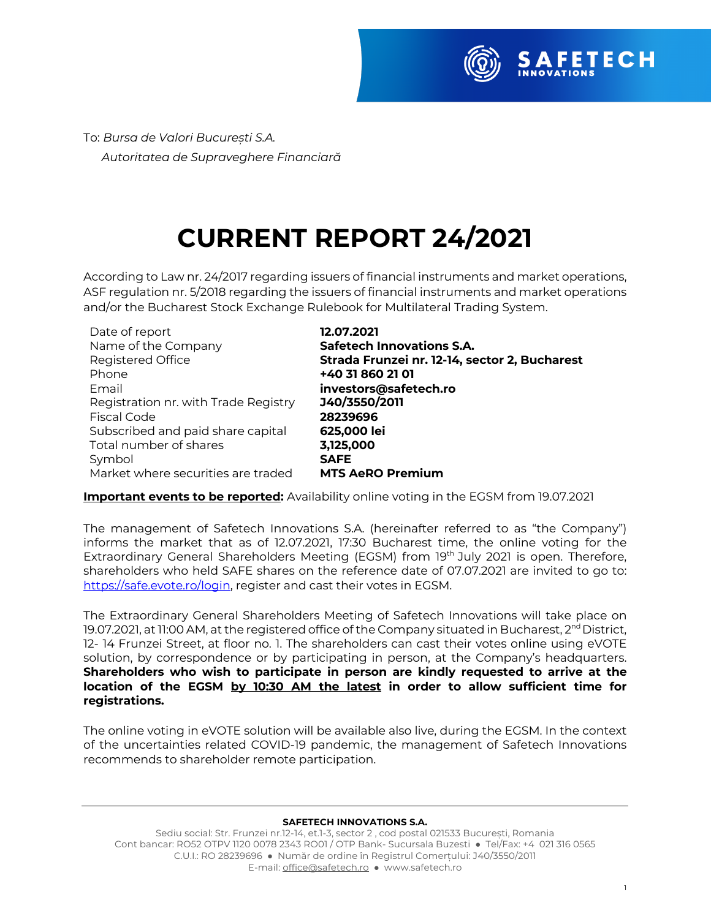To: *Bursa de Valori București S.A.*
*Autoritatea de Supraveghere Financiară*

# CURRENT REPORT 24/2021

According to Law nr. 24/2017 regarding issuers of financial instruments and market operations, ASF regulation nr. 5/2018 regarding the issuers of financial instruments and market operations and/or the Bucharest Stock Exchange Rulebook for Multilateral Trading System.

| | |
|---|---|
| Date of report | **12.07.2021** |
| Name of the Company | **Safetech Innovations S.A.** |
| Registered Office | **Strada Frunzei nr. 12-14, sector 2, Bucharest** |
| Phone | **+40 31 860 21 01** |
| Email | **investors@safetech.ro** |
| Registration nr. with Trade Registry | **J40/3550/2011** |
| Fiscal Code | **28239696** |
| Subscribed and paid share capital | **625,000 lei** |
| Total number of shares | **3,125,000** |
| Symbol | **SAFE** |
| Market where securities are traded | **MTS AeRO Premium** |

**Important events to be reported:** Availability online voting in the EGSM from 19.07.2021

The management of Safetech Innovations S.A. (hereinafter referred to as "the Company") informs the market that as of 12.07.2021, 17:30 Bucharest time, the online voting for the Extraordinary General Shareholders Meeting (EGSM) from 19th July 2021 is open. Therefore, shareholders who held SAFE shares on the reference date of 07.07.2021 are invited to go to: https://safe.evote.ro/login, register and cast their votes in EGSM.

The Extraordinary General Shareholders Meeting of Safetech Innovations will take place on 19.07.2021, at 11:00 AM, at the registered office of the Company situated in Bucharest, 2nd District, 12- 14 Frunzei Street, at floor no. 1. The shareholders can cast their votes online using eVOTE solution, by correspondence or by participating in person, at the Company's headquarters. **Shareholders who wish to participate in person are kindly requested to arrive at the location of the EGSM by 10:30 AM the latest in order to allow sufficient time for registrations.**

The online voting in eVOTE solution will be available also live, during the EGSM. In the context of the uncertainties related COVID-19 pandemic, the management of Safetech Innovations recommends to shareholder remote participation.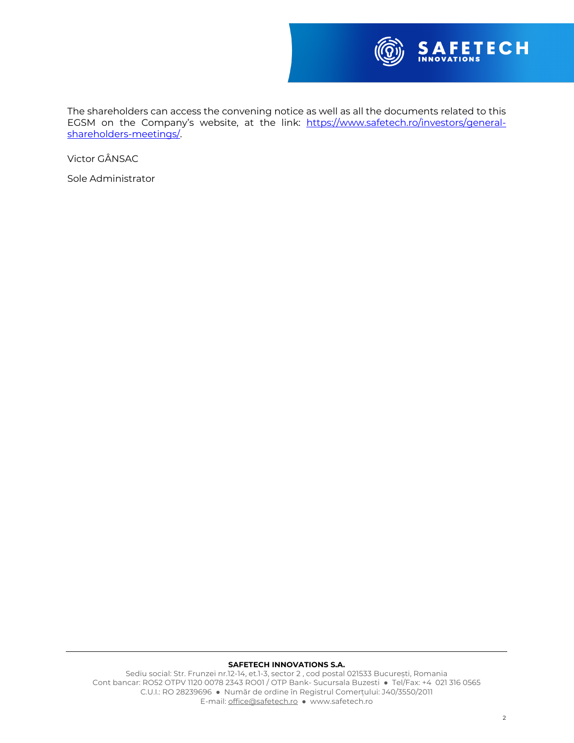The shareholders can access the convening notice as well as all the documents related to this EGSM on the Company's website, at the link: https://www.safetech.ro/investors/general-shareholders-meetings/.

Victor GÂNSAC

Sole Administrator